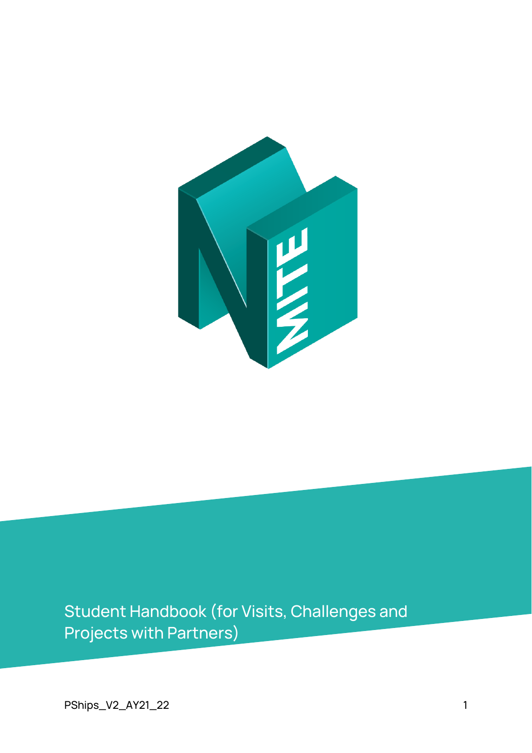# Student Handbook (for Visits, Challenges and Projects with Partners)

PShips_V2_AY21_22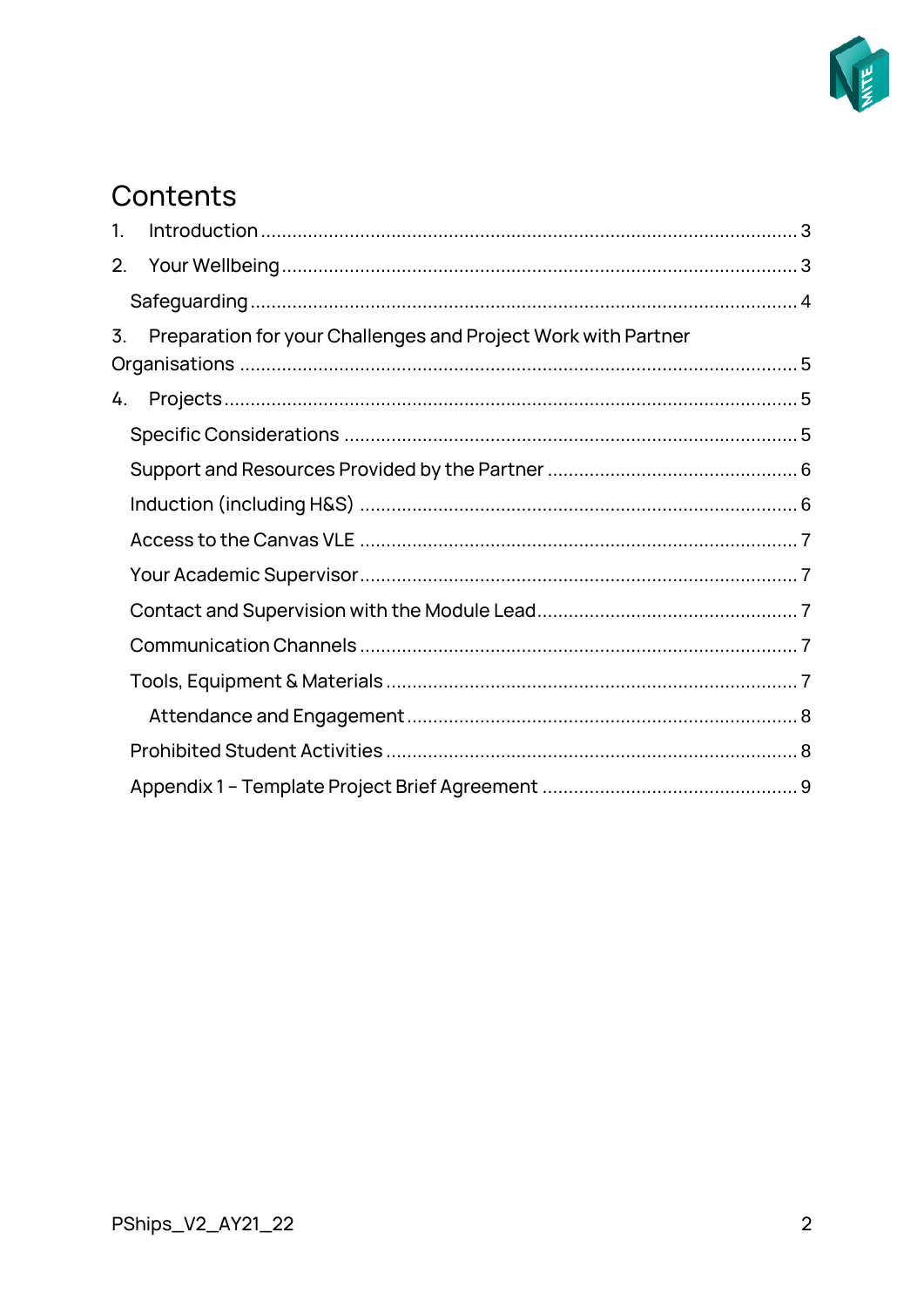# Contents

1. Introduction ........................................................................................... 3
2. Your Wellbeing ........................................................................................ 3
   - Safeguarding ....................................................................................... 4
3. Preparation for your Challenges and Project Work with Partner Organisations ........................................................................................... 5
4. Projects ................................................................................................... 5
   - Specific Considerations ......................................................................... 5
   - Support and Resources Provided by the Partner ....................................... 6
   - Induction (including H&S) ...................................................................... 6
   - Access to the Canvas VLE ...................................................................... 7
   - Your Academic Supervisor ...................................................................... 7
   - Contact and Supervision with the Module Lead ........................................ 7
   - Communication Channels ....................................................................... 7
   - Tools, Equipment & Materials .................................................................. 7
     - Attendance and Engagement ............................................................... 8
   - Prohibited Student Activities .................................................................. 8
   - Appendix 1 – Template Project Brief Agreement ....................................... 9

PShips_V2_AY21_22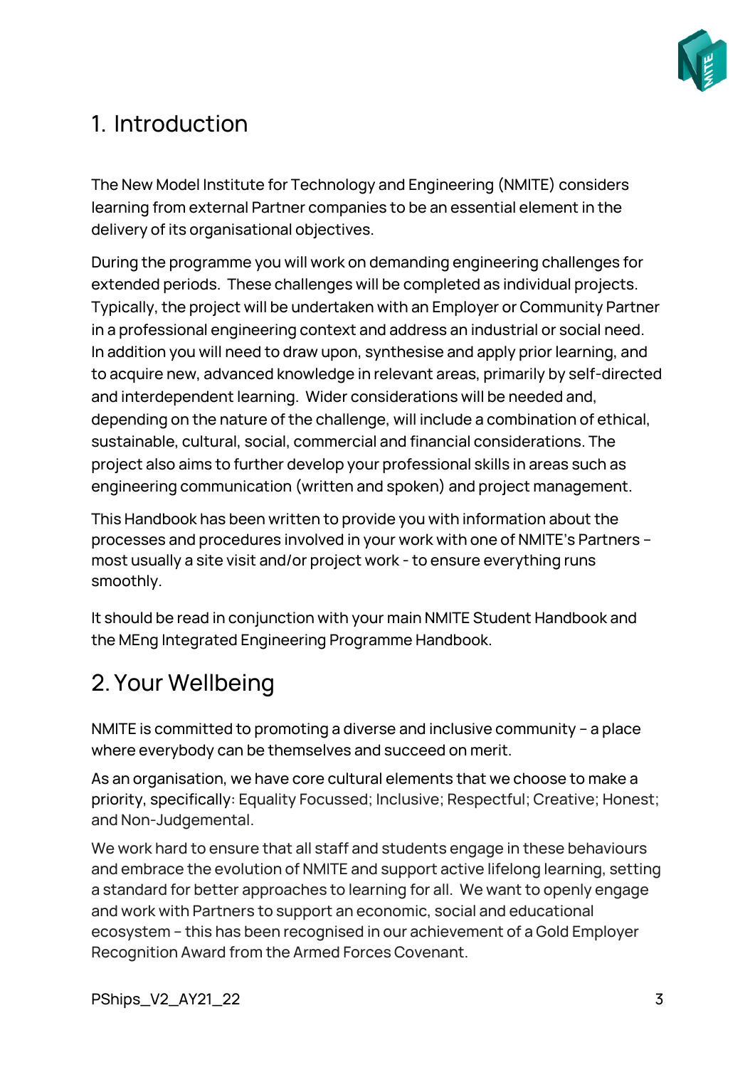# 1. Introduction

The New Model Institute for Technology and Engineering (NMITE) considers learning from external Partner companies to be an essential element in the delivery of its organisational objectives.

During the programme you will work on demanding engineering challenges for extended periods. These challenges will be completed as individual projects. Typically, the project will be undertaken with an Employer or Community Partner in a professional engineering context and address an industrial or social need. In addition you will need to draw upon, synthesise and apply prior learning, and to acquire new, advanced knowledge in relevant areas, primarily by self-directed and interdependent learning. Wider considerations will be needed and, depending on the nature of the challenge, will include a combination of ethical, sustainable, cultural, social, commercial and financial considerations. The project also aims to further develop your professional skills in areas such as engineering communication (written and spoken) and project management.

This Handbook has been written to provide you with information about the processes and procedures involved in your work with one of NMITE's Partners – most usually a site visit and/or project work - to ensure everything runs smoothly.

It should be read in conjunction with your main NMITE Student Handbook and the MEng Integrated Engineering Programme Handbook.

# 2. Your Wellbeing

NMITE is committed to promoting a diverse and inclusive community – a place where everybody can be themselves and succeed on merit.

As an organisation, we have core cultural elements that we choose to make a priority, specifically: Equality Focussed; Inclusive; Respectful; Creative; Honest; and Non-Judgemental.

We work hard to ensure that all staff and students engage in these behaviours and embrace the evolution of NMITE and support active lifelong learning, setting a standard for better approaches to learning for all. We want to openly engage and work with Partners to support an economic, social and educational ecosystem – this has been recognised in our achievement of a Gold Employer Recognition Award from the Armed Forces Covenant.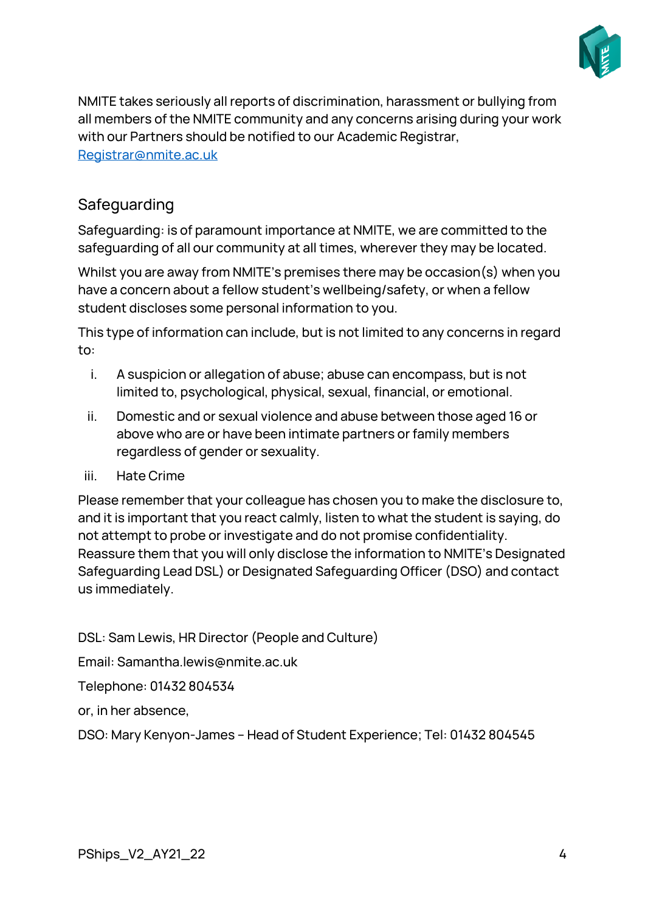NMITE takes seriously all reports of discrimination, harassment or bullying from all members of the NMITE community and any concerns arising during your work with our Partners should be notified to our Academic Registrar, [Registrar@nmite.ac.uk](mailto:Registrar@nmite.ac.uk)

## Safeguarding

Safeguarding: is of paramount importance at NMITE, we are committed to the safeguarding of all our community at all times, wherever they may be located.

Whilst you are away from NMITE's premises there may be occasion(s) when you have a concern about a fellow student's wellbeing/safety, or when a fellow student discloses some personal information to you.

This type of information can include, but is not limited to any concerns in regard to:

i. A suspicion or allegation of abuse; abuse can encompass, but is not limited to, psychological, physical, sexual, financial, or emotional.

ii. Domestic and or sexual violence and abuse between those aged 16 or above who are or have been intimate partners or family members regardless of gender or sexuality.

iii. Hate Crime

Please remember that your colleague has chosen you to make the disclosure to, and it is important that you react calmly, listen to what the student is saying, do not attempt to probe or investigate and do not promise confidentiality. Reassure them that you will only disclose the information to NMITE's Designated Safeguarding Lead DSL) or Designated Safeguarding Officer (DSO) and contact us immediately.

DSL: Sam Lewis, HR Director (People and Culture)

Email: Samantha.lewis@nmite.ac.uk

Telephone: 01432 804534

or, in her absence,

DSO: Mary Kenyon-James – Head of Student Experience; Tel: 01432 804545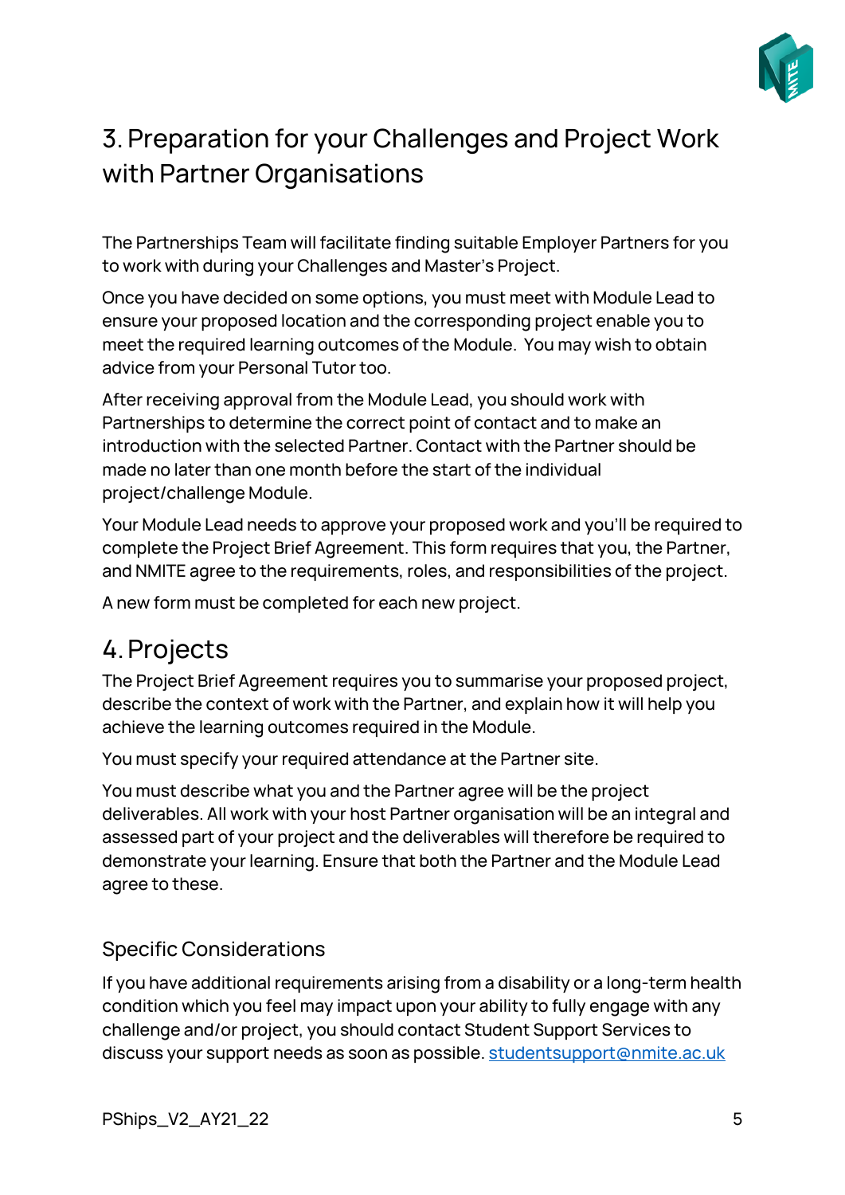## 3. Preparation for your Challenges and Project Work with Partner Organisations

The Partnerships Team will facilitate finding suitable Employer Partners for you to work with during your Challenges and Master's Project.

Once you have decided on some options, you must meet with Module Lead to ensure your proposed location and the corresponding project enable you to meet the required learning outcomes of the Module. You may wish to obtain advice from your Personal Tutor too.

After receiving approval from the Module Lead, you should work with Partnerships to determine the correct point of contact and to make an introduction with the selected Partner. Contact with the Partner should be made no later than one month before the start of the individual project/challenge Module.

Your Module Lead needs to approve your proposed work and you'll be required to complete the Project Brief Agreement. This form requires that you, the Partner, and NMITE agree to the requirements, roles, and responsibilities of the project.

A new form must be completed for each new project.

## 4. Projects

The Project Brief Agreement requires you to summarise your proposed project, describe the context of work with the Partner, and explain how it will help you achieve the learning outcomes required in the Module.

You must specify your required attendance at the Partner site.

You must describe what you and the Partner agree will be the project deliverables. All work with your host Partner organisation will be an integral and assessed part of your project and the deliverables will therefore be required to demonstrate your learning. Ensure that both the Partner and the Module Lead agree to these.

### Specific Considerations

If you have additional requirements arising from a disability or a long-term health condition which you feel may impact upon your ability to fully engage with any challenge and/or project, you should contact Student Support Services to discuss your support needs as soon as possible. studentsupport@nmite.ac.uk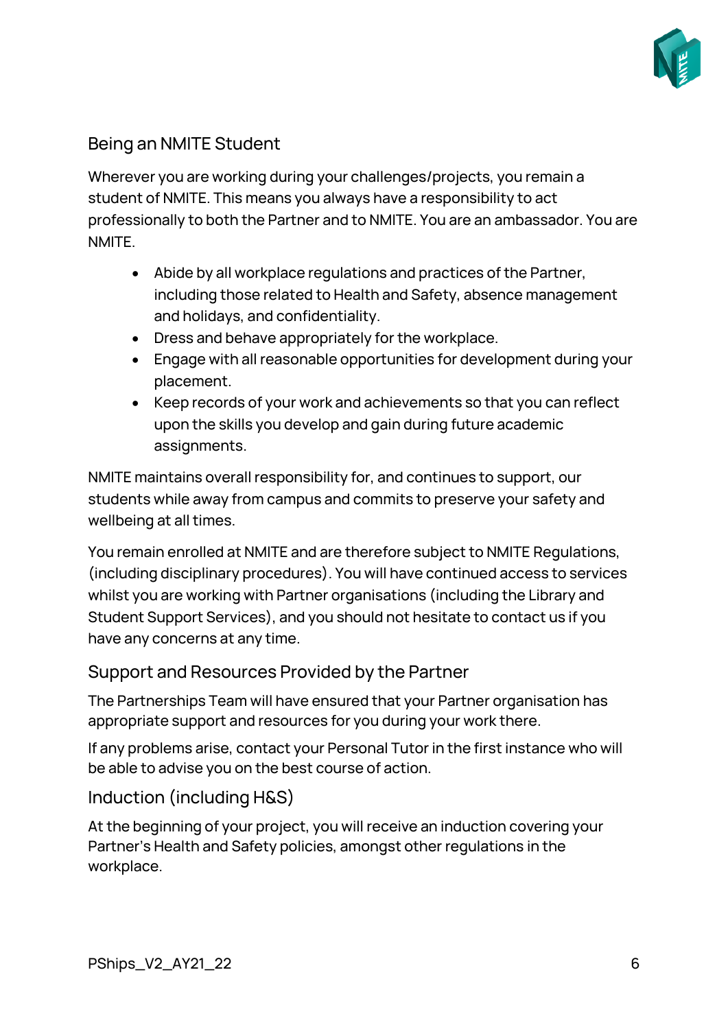## Being an NMITE Student

Wherever you are working during your challenges/projects, you remain a student of NMITE. This means you always have a responsibility to act professionally to both the Partner and to NMITE. You are an ambassador. You are NMITE.

- Abide by all workplace regulations and practices of the Partner, including those related to Health and Safety, absence management and holidays, and confidentiality.
- Dress and behave appropriately for the workplace.
- Engage with all reasonable opportunities for development during your placement.
- Keep records of your work and achievements so that you can reflect upon the skills you develop and gain during future academic assignments.

NMITE maintains overall responsibility for, and continues to support, our students while away from campus and commits to preserve your safety and wellbeing at all times.

You remain enrolled at NMITE and are therefore subject to NMITE Regulations, (including disciplinary procedures). You will have continued access to services whilst you are working with Partner organisations (including the Library and Student Support Services), and you should not hesitate to contact us if you have any concerns at any time.

## Support and Resources Provided by the Partner

The Partnerships Team will have ensured that your Partner organisation has appropriate support and resources for you during your work there.

If any problems arise, contact your Personal Tutor in the first instance who will be able to advise you on the best course of action.

## Induction (including H&S)

At the beginning of your project, you will receive an induction covering your Partner's Health and Safety policies, amongst other regulations in the workplace.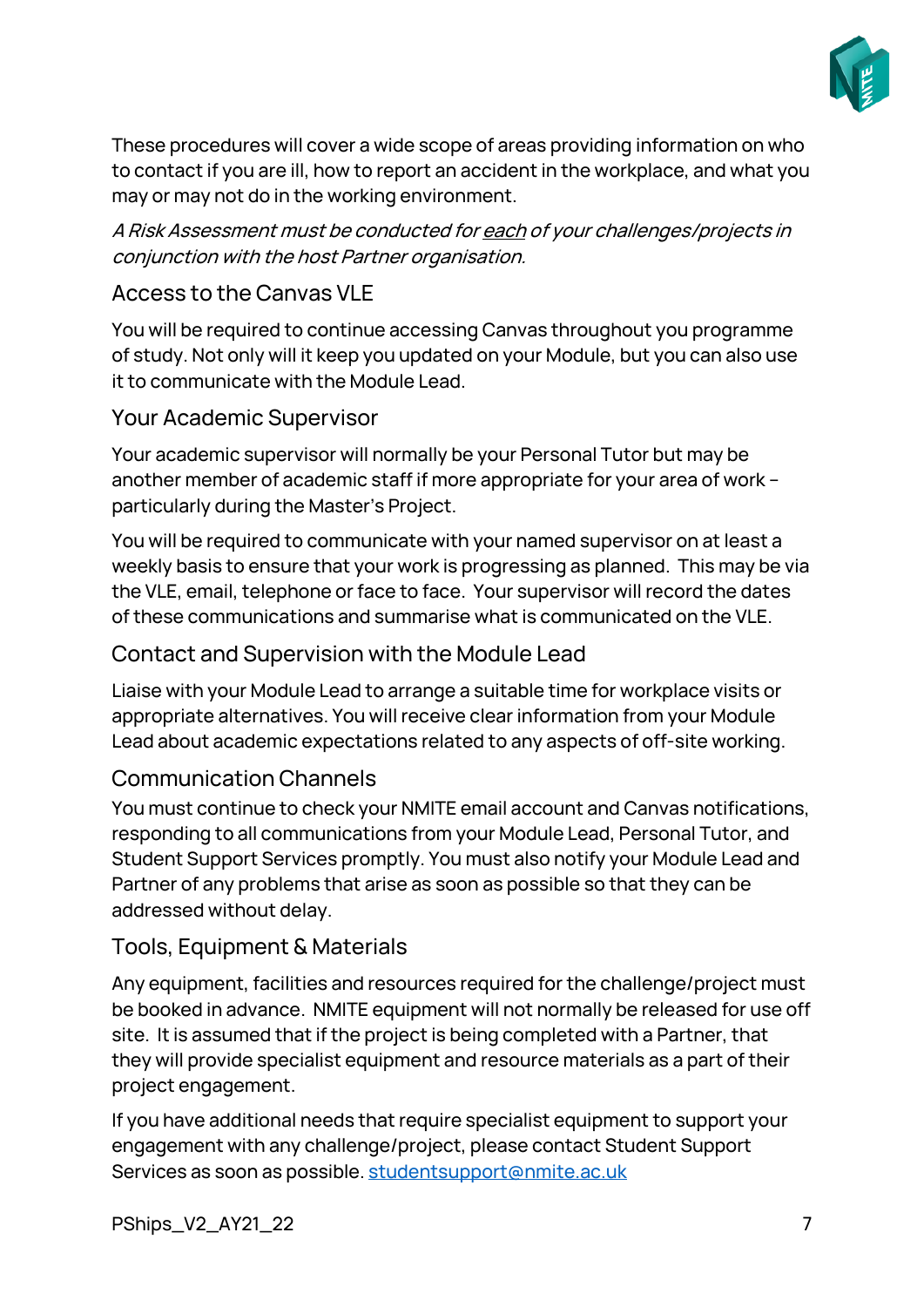These procedures will cover a wide scope of areas providing information on who to contact if you are ill, how to report an accident in the workplace, and what you may or may not do in the working environment.

*A Risk Assessment must be conducted for each of your challenges/projects in conjunction with the host Partner organisation.*

## Access to the Canvas VLE

You will be required to continue accessing Canvas throughout you programme of study. Not only will it keep you updated on your Module, but you can also use it to communicate with the Module Lead.

## Your Academic Supervisor

Your academic supervisor will normally be your Personal Tutor but may be another member of academic staff if more appropriate for your area of work – particularly during the Master's Project.

You will be required to communicate with your named supervisor on at least a weekly basis to ensure that your work is progressing as planned. This may be via the VLE, email, telephone or face to face. Your supervisor will record the dates of these communications and summarise what is communicated on the VLE.

## Contact and Supervision with the Module Lead

Liaise with your Module Lead to arrange a suitable time for workplace visits or appropriate alternatives. You will receive clear information from your Module Lead about academic expectations related to any aspects of off-site working.

## Communication Channels

You must continue to check your NMITE email account and Canvas notifications, responding to all communications from your Module Lead, Personal Tutor, and Student Support Services promptly. You must also notify your Module Lead and Partner of any problems that arise as soon as possible so that they can be addressed without delay.

## Tools, Equipment & Materials

Any equipment, facilities and resources required for the challenge/project must be booked in advance. NMITE equipment will not normally be released for use off site. It is assumed that if the project is being completed with a Partner, that they will provide specialist equipment and resource materials as a part of their project engagement.

If you have additional needs that require specialist equipment to support your engagement with any challenge/project, please contact Student Support Services as soon as possible. studentsupport@nmite.ac.uk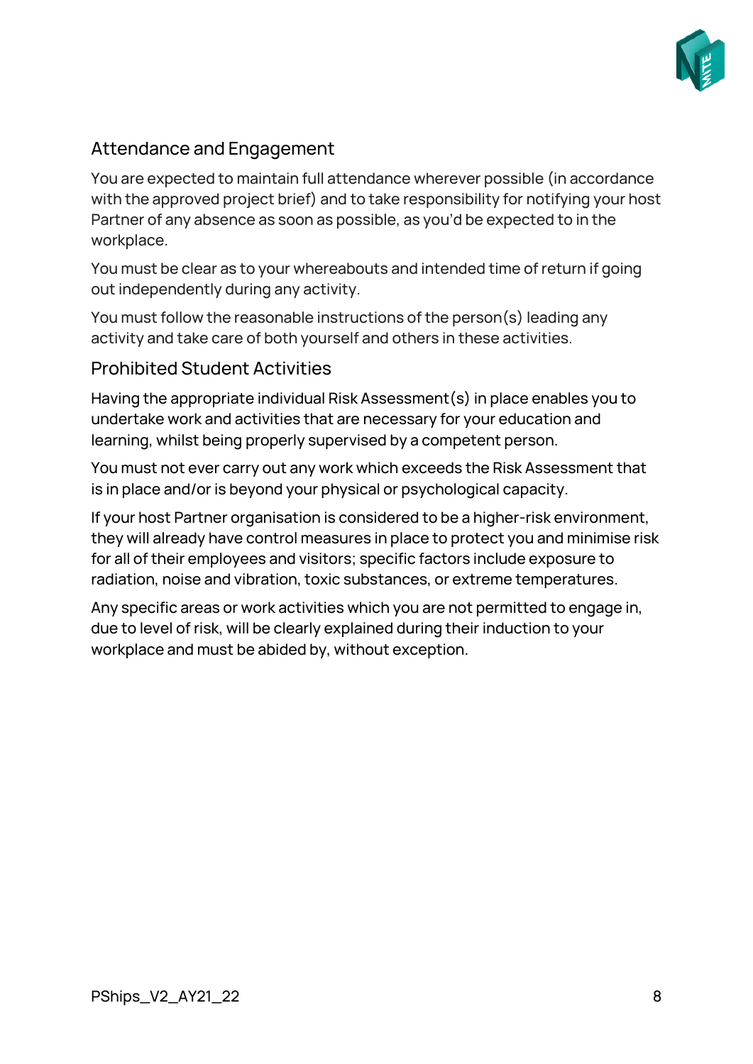## Attendance and Engagement

You are expected to maintain full attendance wherever possible (in accordance with the approved project brief) and to take responsibility for notifying your host Partner of any absence as soon as possible, as you'd be expected to in the workplace.

You must be clear as to your whereabouts and intended time of return if going out independently during any activity.

You must follow the reasonable instructions of the person(s) leading any activity and take care of both yourself and others in these activities.

## Prohibited Student Activities

Having the appropriate individual Risk Assessment(s) in place enables you to undertake work and activities that are necessary for your education and learning, whilst being properly supervised by a competent person.

You must not ever carry out any work which exceeds the Risk Assessment that is in place and/or is beyond your physical or psychological capacity.

If your host Partner organisation is considered to be a higher-risk environment, they will already have control measures in place to protect you and minimise risk for all of their employees and visitors; specific factors include exposure to radiation, noise and vibration, toxic substances, or extreme temperatures.

Any specific areas or work activities which you are not permitted to engage in, due to level of risk, will be clearly explained during their induction to your workplace and must be abided by, without exception.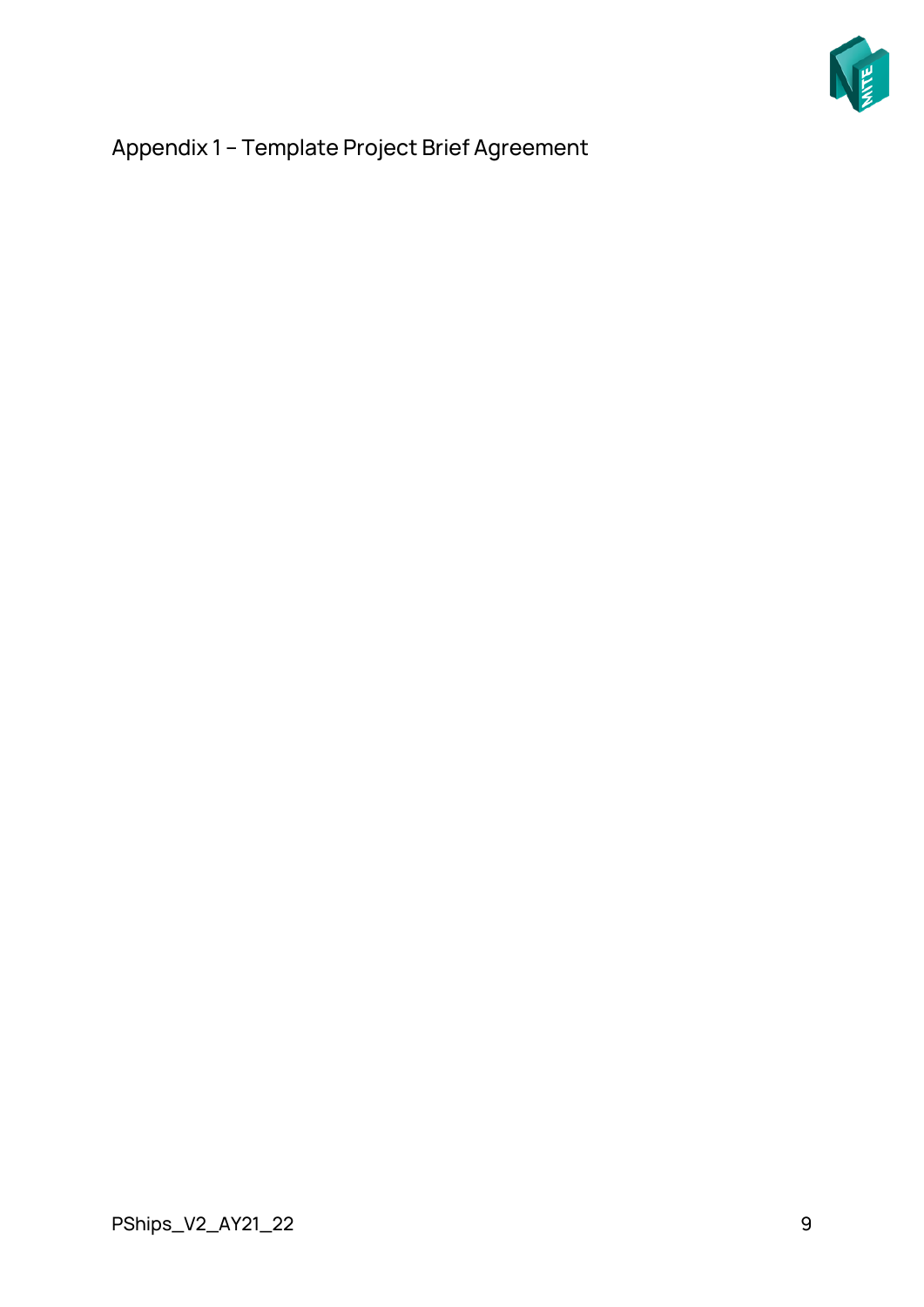## Appendix 1 – Template Project Brief Agreement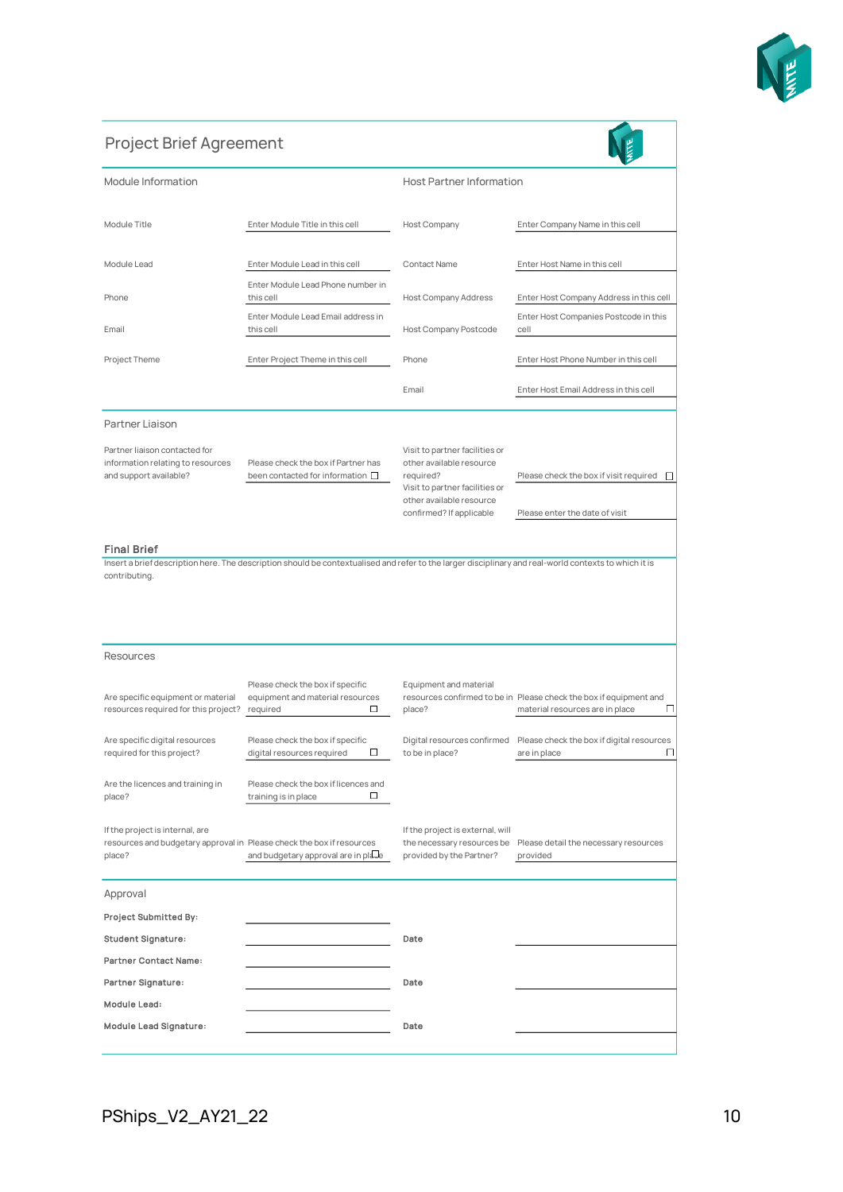# Project Brief Agreement

| Module Information | | Host Partner Information | |
|---|---|---|---|
| Module Title | Enter Module Title in this cell | Host Company | Enter Company Name in this cell |
| Module Lead | Enter Module Lead in this cell | Contact Name | Enter Host Name in this cell |
| Phone | Enter Module Lead Phone number in this cell | Host Company Address | Enter Host Company Address in this cell |
| Email | Enter Module Lead Email address in this cell | Host Company Postcode | Enter Host Companies Postcode in this cell |
| Project Theme | Enter Project Theme in this cell | Phone | Enter Host Phone Number in this cell |
| | | Email | Enter Host Email Address in this cell |

## Partner Liaison

| | | | |
|---|---|---|---|
| Partner liaison contacted for information relating to resources and support available? | Please check the box if Partner has been contacted for information ☐ | Visit to partner facilities or other available resource required? | Please check the box if visit required ☐ |
| | | Visit to partner facilities or other available resource confirmed? If applicable | Please enter the date of visit |

## Final Brief

Insert a brief description here. The description should be contextualised and refer to the larger disciplinary and real-world contexts to which it is contributing.

## Resources

| | | | |
|---|---|---|---|
| Are specific equipment or material resources required for this project? | Please check the box if specific equipment and material resources required ☐ | Equipment and material resources confirmed to be in place? | Please check the box if equipment and material resources are in place ☐ |
| Are specific digital resources required for this project? | Please check the box if specific digital resources required ☐ | Digital resources confirmed to be in place? | Please check the box if digital resources are in place ☐ |
| Are the licences and training in place? | Please check the box if licences and training is in place ☐ | | |
| If the project is internal, are resources and budgetary approval in place? | Please check the box if resources and budgetary approval are in place ☐ | If the project is external, will the necessary resources be provided by the Partner? | Please detail the necessary resources provided |

## Approval

| | | | |
|---|---|---|---|
| **Project Submitted By:** | | | |
| **Student Signature:** | | **Date** | |
| **Partner Contact Name:** | | | |
| **Partner Signature:** | | **Date** | |
| **Module Lead:** | | | |
| **Module Lead Signature:** | | **Date** | |

PShips_V2_AY21_22